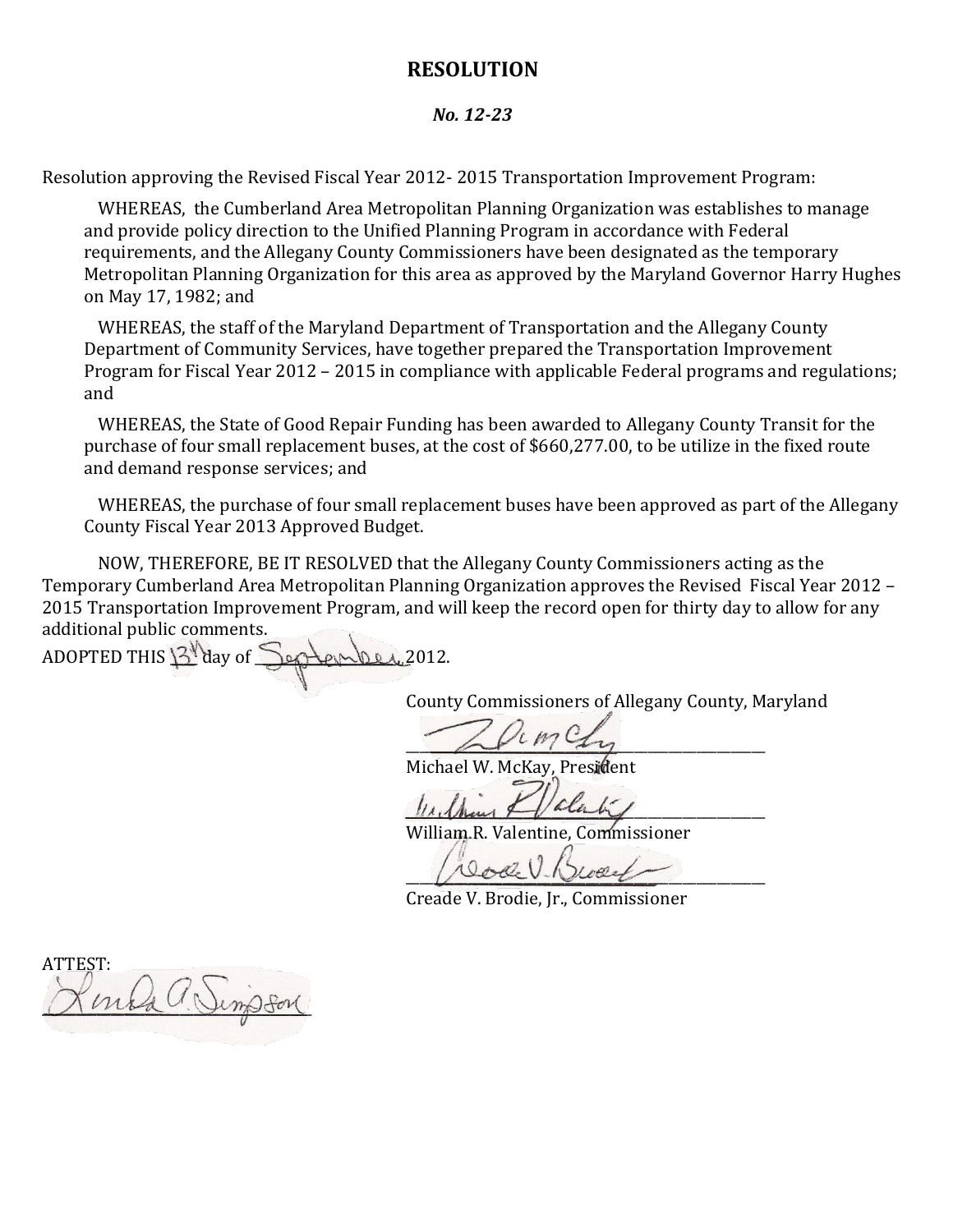# RESOLUTION

***No. 12-23***

Resolution approving the Revised Fiscal Year 2012- 2015 Transportation Improvement Program:

WHEREAS, the Cumberland Area Metropolitan Planning Organization was establishes to manage and provide policy direction to the Unified Planning Program in accordance with Federal requirements, and the Allegany County Commissioners have been designated as the temporary Metropolitan Planning Organization for this area as approved by the Maryland Governor Harry Hughes on May 17, 1982; and

WHEREAS, the staff of the Maryland Department of Transportation and the Allegany County Department of Community Services, have together prepared the Transportation Improvement Program for Fiscal Year 2012 – 2015 in compliance with applicable Federal programs and regulations; and

WHEREAS, the State of Good Repair Funding has been awarded to Allegany County Transit for the purchase of four small replacement buses, at the cost of $660,277.00, to be utilize in the fixed route and demand response services; and

WHEREAS, the purchase of four small replacement buses have been approved as part of the Allegany County Fiscal Year 2013 Approved Budget.

NOW, THEREFORE, BE IT RESOLVED that the Allegany County Commissioners acting as the Temporary Cumberland Area Metropolitan Planning Organization approves the Revised Fiscal Year 2012 – 2015 Transportation Improvement Program, and will keep the record open for thirty day to allow for any additional public comments.

ADOPTED THIS 13th day of September 2012.

County Commissioners of Allegany County, Maryland

Michael W. McKay, President

William R. Valentine, Commissioner

Creade V. Brodie, Jr., Commissioner

ATTEST: Linda A. Simpson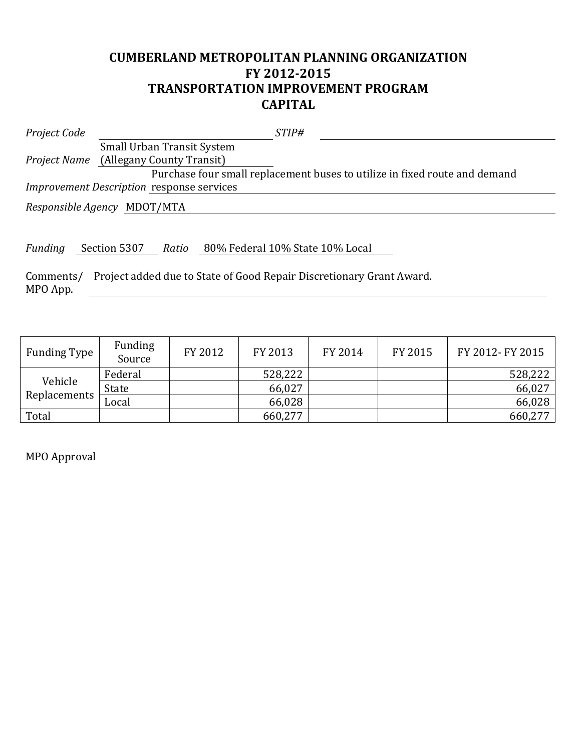# CUMBERLAND METROPOLITAN PLANNING ORGANIZATION
# FY 2012-2015
# TRANSPORTATION IMPROVEMENT PROGRAM
# CAPITAL

*Project Code* ______________________ *STIP#* ______________________

*Project Name* Small Urban Transit System (Allegany County Transit)

*Improvement Description* Purchase four small replacement buses to utilize in fixed route and demand response services

*Responsible Agency* MDOT/MTA

*Funding* Section 5307 *Ratio* 80% Federal 10% State 10% Local

Comments/ MPO App. Project added due to State of Good Repair Discretionary Grant Award.

| Funding Type | Funding Source | FY 2012 | FY 2013 | FY 2014 | FY 2015 | FY 2012- FY 2015 |
|---|---|---|---|---|---|---|
| Vehicle Replacements | Federal | | 528,222 | | | 528,222 |
| | State | | 66,027 | | | 66,027 |
| | Local | | 66,028 | | | 66,028 |
| Total | | | 660,277 | | | 660,277 |

MPO Approval